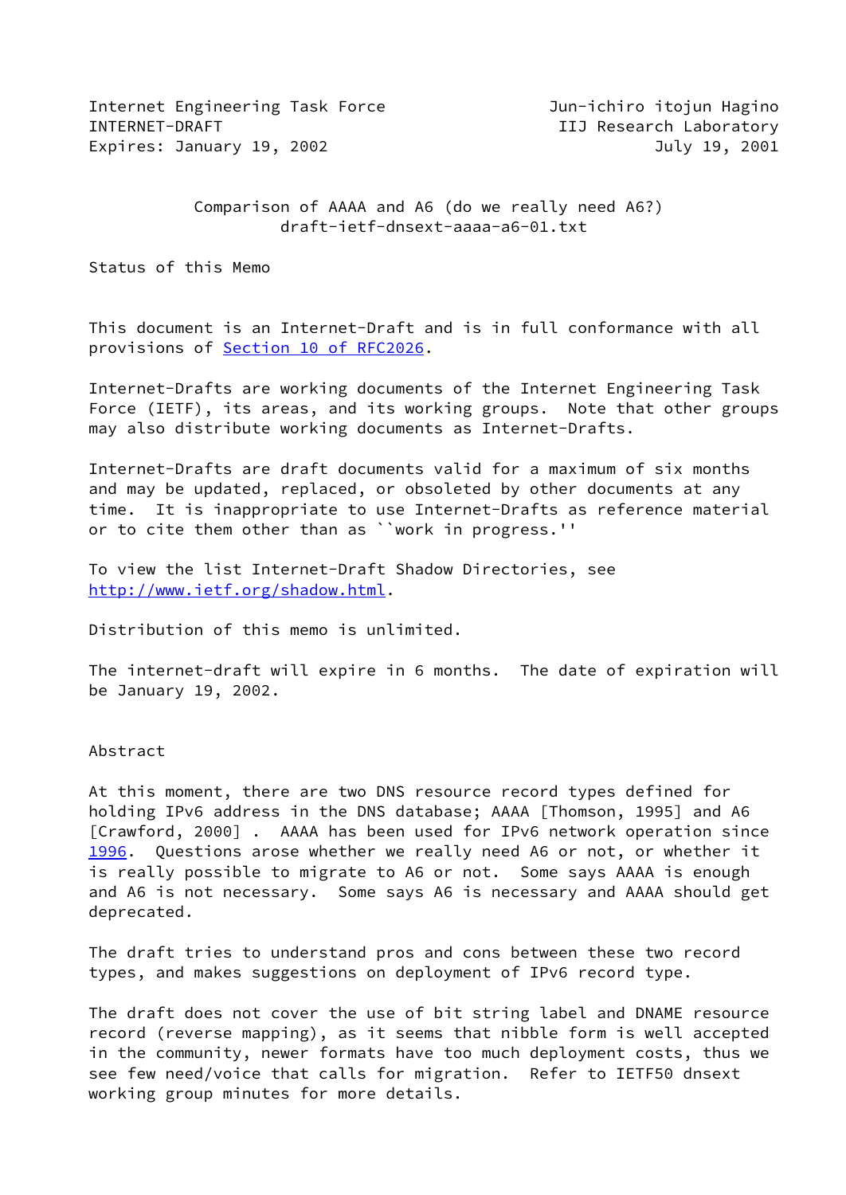Internet Engineering Task Force Jun-ichiro itojun Hagino
INTERNET-DRAFT IIJ Research Laboratory
Expires: January 19, 2002 July 19, 2001

# Comparison of AAAA and A6 (do we really need A6?)

draft-ietf-dnsext-aaaa-a6-01.txt

## Status of this Memo

This document is an Internet-Draft and is in full conformance with all provisions of Section 10 of RFC2026.

Internet-Drafts are working documents of the Internet Engineering Task Force (IETF), its areas, and its working groups. Note that other groups may also distribute working documents as Internet-Drafts.

Internet-Drafts are draft documents valid for a maximum of six months and may be updated, replaced, or obsoleted by other documents at any time. It is inappropriate to use Internet-Drafts as reference material or to cite them other than as ``work in progress.''

To view the list Internet-Draft Shadow Directories, see http://www.ietf.org/shadow.html.

Distribution of this memo is unlimited.

The internet-draft will expire in 6 months. The date of expiration will be January 19, 2002.

## Abstract

At this moment, there are two DNS resource record types defined for holding IPv6 address in the DNS database; AAAA [Thomson, 1995] and A6 [Crawford, 2000] . AAAA has been used for IPv6 network operation since 1996. Questions arose whether we really need A6 or not, or whether it is really possible to migrate to A6 or not. Some says AAAA is enough and A6 is not necessary. Some says A6 is necessary and AAAA should get deprecated.

The draft tries to understand pros and cons between these two record types, and makes suggestions on deployment of IPv6 record type.

The draft does not cover the use of bit string label and DNAME resource record (reverse mapping), as it seems that nibble form is well accepted in the community, newer formats have too much deployment costs, thus we see few need/voice that calls for migration. Refer to IETF50 dnsext working group minutes for more details.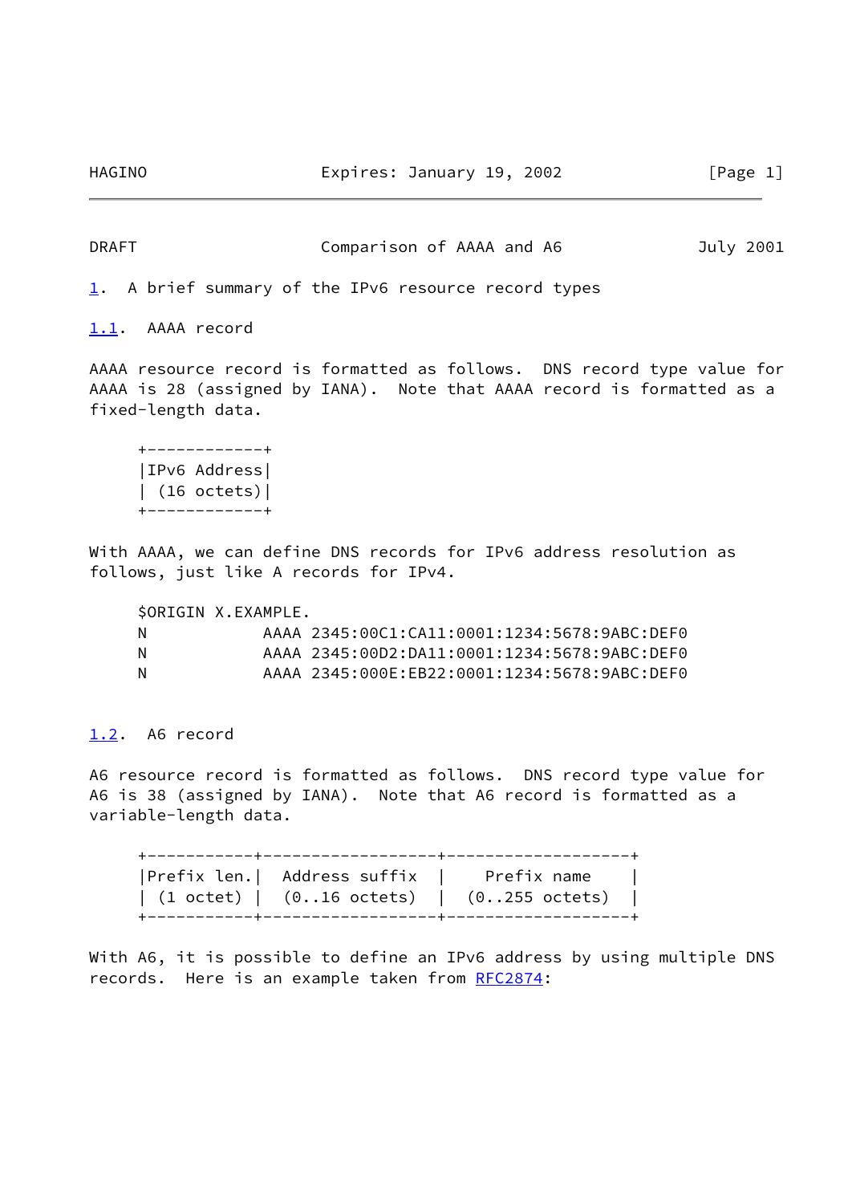## 1. A brief summary of the IPv6 resource record types

### 1.1. AAAA record

AAAA resource record is formatted as follows. DNS record type value for AAAA is 28 (assigned by IANA). Note that AAAA record is formatted as a fixed-length data.

```
+------------+
|IPv6 Address|
| (16 octets)|
+------------+
```

With AAAA, we can define DNS records for IPv6 address resolution as follows, just like A records for IPv4.

```
$ORIGIN X.EXAMPLE.
N            AAAA 2345:00C1:CA11:0001:1234:5678:9ABC:DEF0
N            AAAA 2345:00D2:DA11:0001:1234:5678:9ABC:DEF0
N            AAAA 2345:000E:EB22:0001:1234:5678:9ABC:DEF0
```

### 1.2. A6 record

A6 resource record is formatted as follows. DNS record type value for A6 is 38 (assigned by IANA). Note that A6 record is formatted as a variable-length data.

```
+-----------+------------------+-------------------+
|Prefix len.|  Address suffix  |    Prefix name    |
| (1 octet) |  (0..16 octets)  |  (0..255 octets)  |
+-----------+------------------+-------------------+
```

With A6, it is possible to define an IPv6 address by using multiple DNS records. Here is an example taken from RFC2874: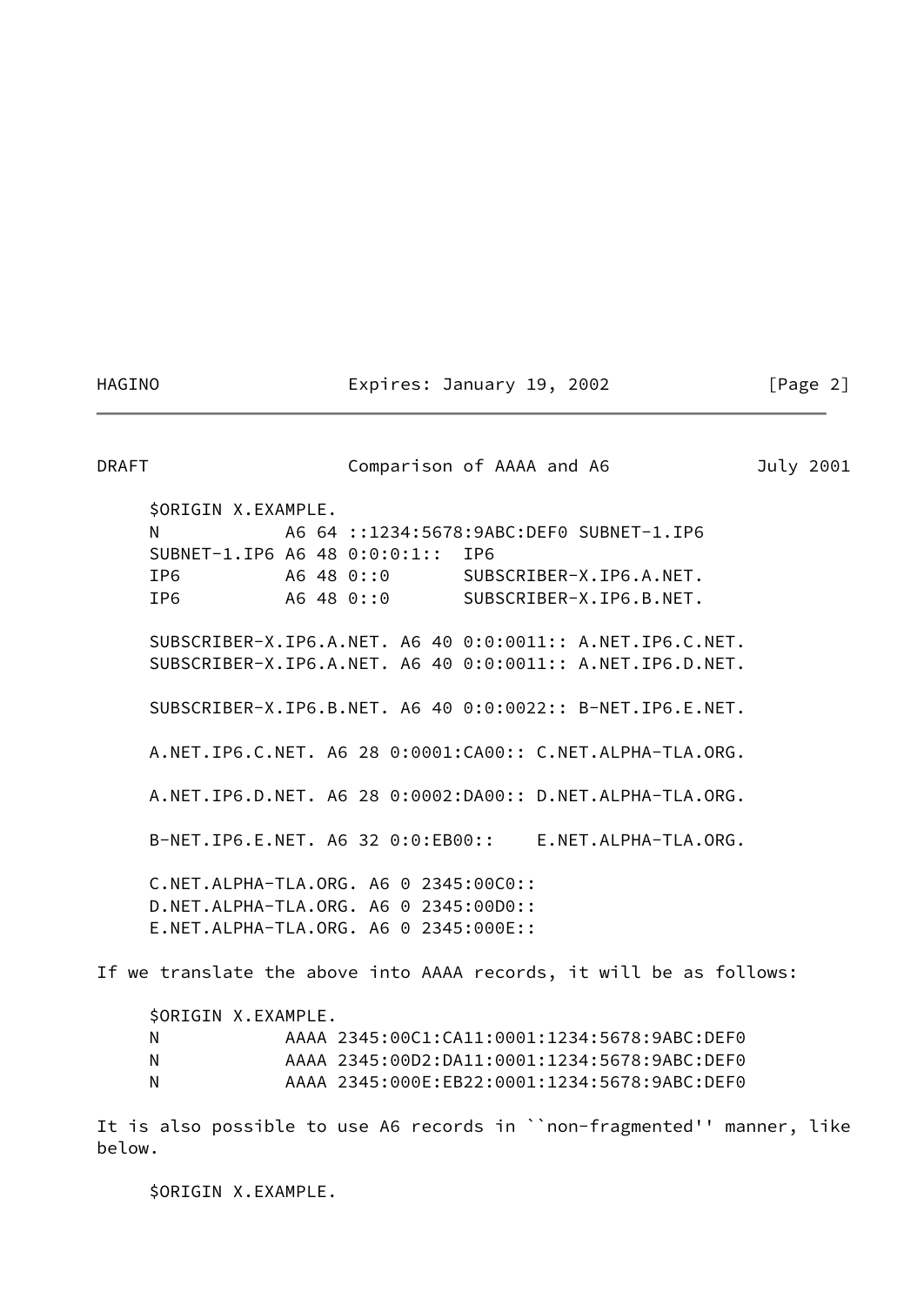```
$ORIGIN X.EXAMPLE.
N            A6 64 ::1234:5678:9ABC:DEF0 SUBNET-1.IP6
SUBNET-1.IP6 A6 48 0:0:0:1::  IP6
IP6          A6 48 0::0       SUBSCRIBER-X.IP6.A.NET.
IP6          A6 48 0::0       SUBSCRIBER-X.IP6.B.NET.

SUBSCRIBER-X.IP6.A.NET. A6 40 0:0:0011:: A.NET.IP6.C.NET.
SUBSCRIBER-X.IP6.A.NET. A6 40 0:0:0011:: A.NET.IP6.D.NET.

SUBSCRIBER-X.IP6.B.NET. A6 40 0:0:0022:: B-NET.IP6.E.NET.

A.NET.IP6.C.NET. A6 28 0:0001:CA00:: C.NET.ALPHA-TLA.ORG.

A.NET.IP6.D.NET. A6 28 0:0002:DA00:: D.NET.ALPHA-TLA.ORG.

B-NET.IP6.E.NET. A6 32 0:0:EB00::    E.NET.ALPHA-TLA.ORG.

C.NET.ALPHA-TLA.ORG. A6 0 2345:00C0::
D.NET.ALPHA-TLA.ORG. A6 0 2345:00D0::
E.NET.ALPHA-TLA.ORG. A6 0 2345:000E::
```

If we translate the above into AAAA records, it will be as follows:

```
$ORIGIN X.EXAMPLE.
N            AAAA 2345:00C1:CA11:0001:1234:5678:9ABC:DEF0
N            AAAA 2345:00D2:DA11:0001:1234:5678:9ABC:DEF0
N            AAAA 2345:000E:EB22:0001:1234:5678:9ABC:DEF0
```

It is also possible to use A6 records in ``non-fragmented'' manner, like below.

```
$ORIGIN X.EXAMPLE.
```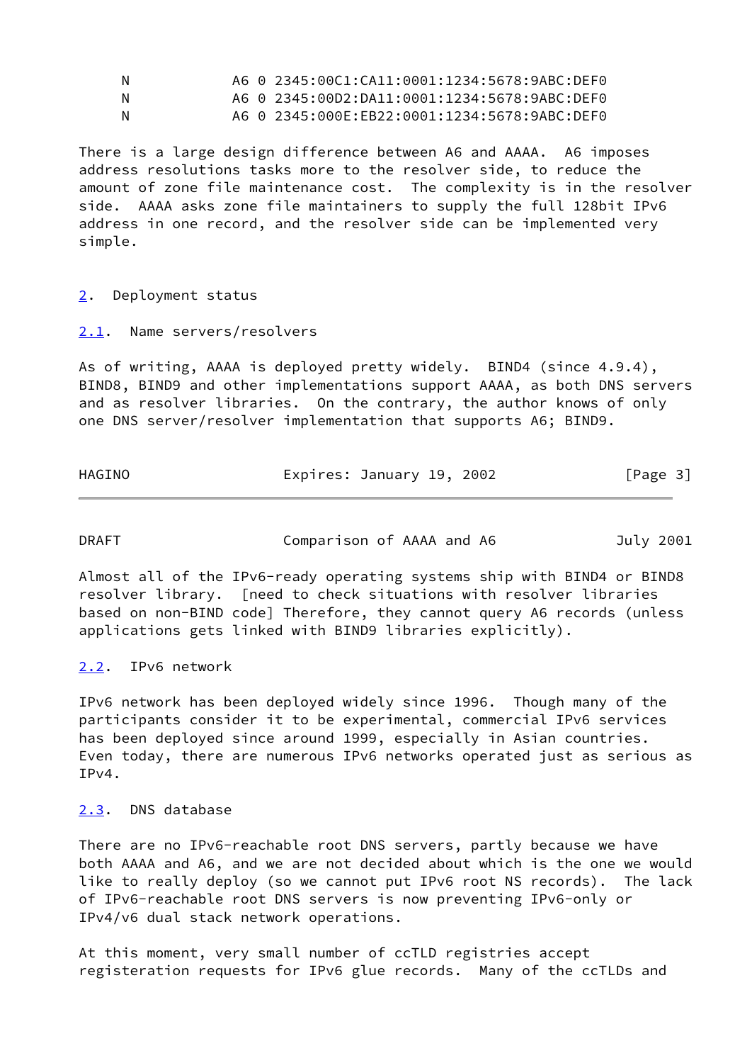```
N           A6 0 2345:00C1:CA11:0001:1234:5678:9ABC:DEF0
N           A6 0 2345:00D2:DA11:0001:1234:5678:9ABC:DEF0
N           A6 0 2345:000E:EB22:0001:1234:5678:9ABC:DEF0
```

There is a large design difference between A6 and AAAA. A6 imposes address resolutions tasks more to the resolver side, to reduce the amount of zone file maintenance cost. The complexity is in the resolver side. AAAA asks zone file maintainers to supply the full 128bit IPv6 address in one record, and the resolver side can be implemented very simple.

## 2. Deployment status

### 2.1. Name servers/resolvers

As of writing, AAAA is deployed pretty widely. BIND4 (since 4.9.4), BIND8, BIND9 and other implementations support AAAA, as both DNS servers and as resolver libraries. On the contrary, the author knows of only one DNS server/resolver implementation that supports A6; BIND9.

Almost all of the IPv6-ready operating systems ship with BIND4 or BIND8 resolver library. [need to check situations with resolver libraries based on non-BIND code] Therefore, they cannot query A6 records (unless applications gets linked with BIND9 libraries explicitly).

### 2.2. IPv6 network

IPv6 network has been deployed widely since 1996. Though many of the participants consider it to be experimental, commercial IPv6 services has been deployed since around 1999, especially in Asian countries. Even today, there are numerous IPv6 networks operated just as serious as IPv4.

### 2.3. DNS database

There are no IPv6-reachable root DNS servers, partly because we have both AAAA and A6, and we are not decided about which is the one we would like to really deploy (so we cannot put IPv6 root NS records). The lack of IPv6-reachable root DNS servers is now preventing IPv6-only or IPv4/v6 dual stack network operations.

At this moment, very small number of ccTLD registries accept registeration requests for IPv6 glue records. Many of the ccTLDs and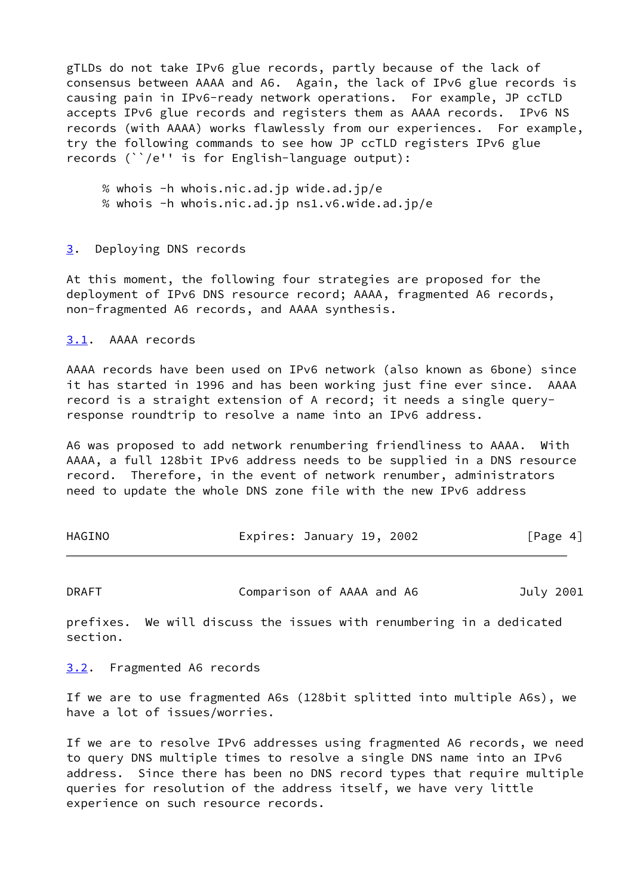gTLDs do not take IPv6 glue records, partly because of the lack of consensus between AAAA and A6. Again, the lack of IPv6 glue records is causing pain in IPv6-ready network operations. For example, JP ccTLD accepts IPv6 glue records and registers them as AAAA records. IPv6 NS records (with AAAA) works flawlessly from our experiences. For example, try the following commands to see how JP ccTLD registers IPv6 glue records (``/e'' is for English-language output):

```
% whois -h whois.nic.ad.jp wide.ad.jp/e
% whois -h whois.nic.ad.jp ns1.v6.wide.ad.jp/e
```

## 3. Deploying DNS records

At this moment, the following four strategies are proposed for the deployment of IPv6 DNS resource record; AAAA, fragmented A6 records, non-fragmented A6 records, and AAAA synthesis.

### 3.1. AAAA records

AAAA records have been used on IPv6 network (also known as 6bone) since it has started in 1996 and has been working just fine ever since. AAAA record is a straight extension of A record; it needs a single query-response roundtrip to resolve a name into an IPv6 address.

A6 was proposed to add network renumbering friendliness to AAAA. With AAAA, a full 128bit IPv6 address needs to be supplied in a DNS resource record. Therefore, in the event of network renumber, administrators need to update the whole DNS zone file with the new IPv6 address prefixes. We will discuss the issues with renumbering in a dedicated section.

### 3.2. Fragmented A6 records

If we are to use fragmented A6s (128bit splitted into multiple A6s), we have a lot of issues/worries.

If we are to resolve IPv6 addresses using fragmented A6 records, we need to query DNS multiple times to resolve a single DNS name into an IPv6 address. Since there has been no DNS record types that require multiple queries for resolution of the address itself, we have very little experience on such resource records.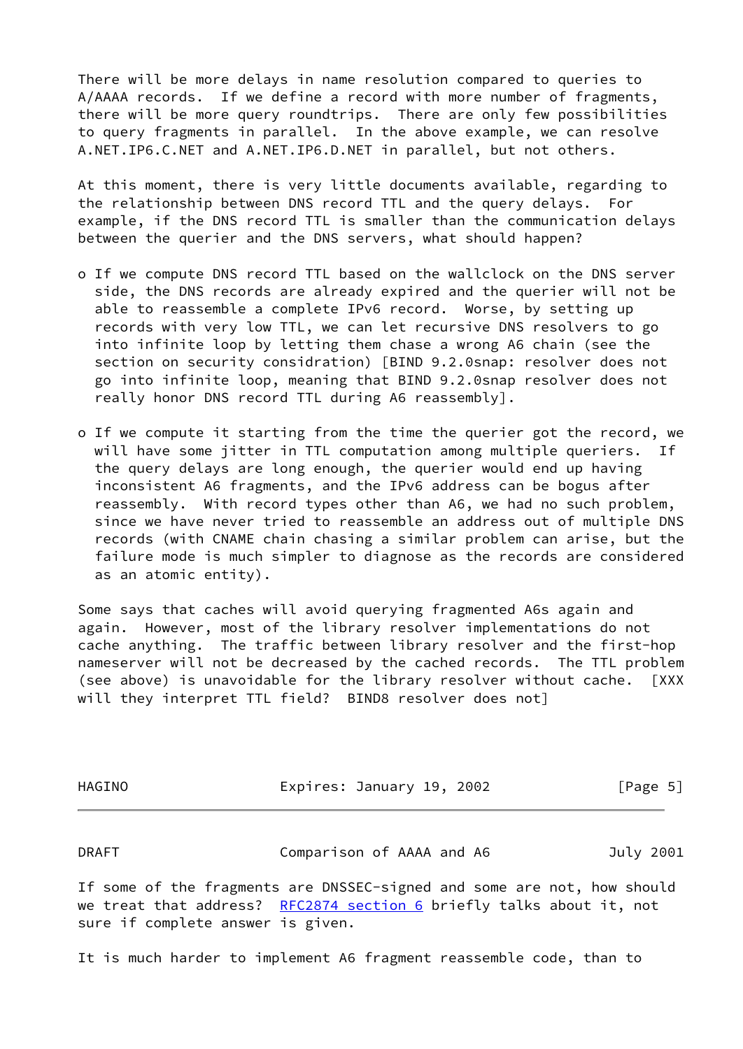There will be more delays in name resolution compared to queries to A/AAAA records. If we define a record with more number of fragments, there will be more query roundtrips. There are only few possibilities to query fragments in parallel. In the above example, we can resolve A.NET.IP6.C.NET and A.NET.IP6.D.NET in parallel, but not others.

At this moment, there is very little documents available, regarding to the relationship between DNS record TTL and the query delays. For example, if the DNS record TTL is smaller than the communication delays between the querier and the DNS servers, what should happen?

- If we compute DNS record TTL based on the wallclock on the DNS server side, the DNS records are already expired and the querier will not be able to reassemble a complete IPv6 record. Worse, by setting up records with very low TTL, we can let recursive DNS resolvers to go into infinite loop by letting them chase a wrong A6 chain (see the section on security considration) [BIND 9.2.0snap: resolver does not go into infinite loop, meaning that BIND 9.2.0snap resolver does not really honor DNS record TTL during A6 reassembly].

- If we compute it starting from the time the querier got the record, we will have some jitter in TTL computation among multiple queriers. If the query delays are long enough, the querier would end up having inconsistent A6 fragments, and the IPv6 address can be bogus after reassembly. With record types other than A6, we had no such problem, since we have never tried to reassemble an address out of multiple DNS records (with CNAME chain chasing a similar problem can arise, but the failure mode is much simpler to diagnose as the records are considered as an atomic entity).

Some says that caches will avoid querying fragmented A6s again and again. However, most of the library resolver implementations do not cache anything. The traffic between library resolver and the first-hop nameserver will not be decreased by the cached records. The TTL problem (see above) is unavoidable for the library resolver without cache. [XXX will they interpret TTL field? BIND8 resolver does not]

If some of the fragments are DNSSEC-signed and some are not, how should we treat that address? RFC2874 section 6 briefly talks about it, not sure if complete answer is given.

It is much harder to implement A6 fragment reassemble code, than to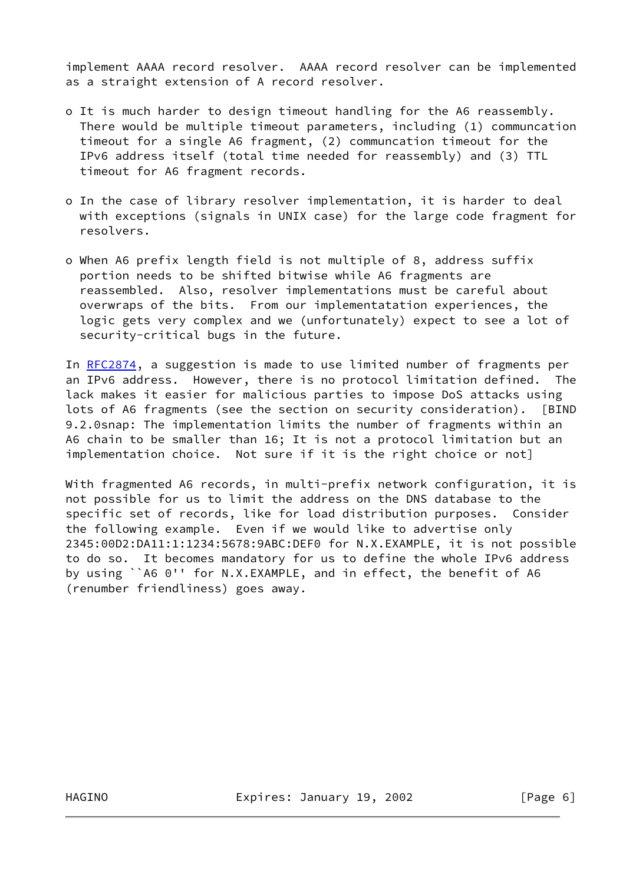implement AAAA record resolver. AAAA record resolver can be implemented as a straight extension of A record resolver.

- It is much harder to design timeout handling for the A6 reassembly. There would be multiple timeout parameters, including (1) communcation timeout for a single A6 fragment, (2) communcation timeout for the IPv6 address itself (total time needed for reassembly) and (3) TTL timeout for A6 fragment records.

- In the case of library resolver implementation, it is harder to deal with exceptions (signals in UNIX case) for the large code fragment for resolvers.

- When A6 prefix length field is not multiple of 8, address suffix portion needs to be shifted bitwise while A6 fragments are reassembled. Also, resolver implementations must be careful about overwraps of the bits. From our implementatation experiences, the logic gets very complex and we (unfortunately) expect to see a lot of security-critical bugs in the future.

In RFC2874, a suggestion is made to use limited number of fragments per an IPv6 address. However, there is no protocol limitation defined. The lack makes it easier for malicious parties to impose DoS attacks using lots of A6 fragments (see the section on security consideration). [BIND 9.2.0snap: The implementation limits the number of fragments within an A6 chain to be smaller than 16; It is not a protocol limitation but an implementation choice. Not sure if it is the right choice or not]

With fragmented A6 records, in multi-prefix network configuration, it is not possible for us to limit the address on the DNS database to the specific set of records, like for load distribution purposes. Consider the following example. Even if we would like to advertise only 2345:00D2:DA11:1:1234:5678:9ABC:DEF0 for N.X.EXAMPLE, it is not possible to do so. It becomes mandatory for us to define the whole IPv6 address by using ``A6 0'' for N.X.EXAMPLE, and in effect, the benefit of A6 (renumber friendliness) goes away.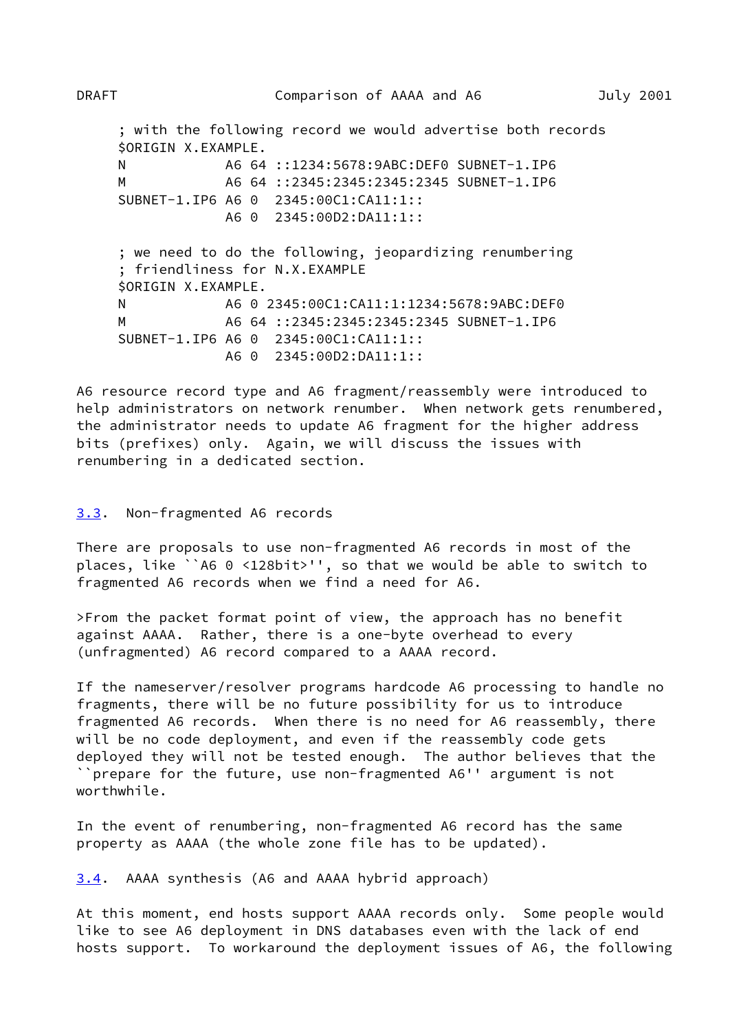```
; with the following record we would advertise both records
$ORIGIN X.EXAMPLE.
N            A6 64 ::1234:5678:9ABC:DEF0 SUBNET-1.IP6
M            A6 64 ::2345:2345:2345:2345 SUBNET-1.IP6
SUBNET-1.IP6 A6 0  2345:00C1:CA11:1::
             A6 0  2345:00D2:DA11:1::

; we need to do the following, jeopardizing renumbering
; friendliness for N.X.EXAMPLE
$ORIGIN X.EXAMPLE.
N            A6 0 2345:00C1:CA11:1:1234:5678:9ABC:DEF0
M            A6 64 ::2345:2345:2345:2345 SUBNET-1.IP6
SUBNET-1.IP6 A6 0  2345:00C1:CA11:1::
             A6 0  2345:00D2:DA11:1::
```

A6 resource record type and A6 fragment/reassembly were introduced to help administrators on network renumber. When network gets renumbered, the administrator needs to update A6 fragment for the higher address bits (prefixes) only. Again, we will discuss the issues with renumbering in a dedicated section.

## 3.3. Non-fragmented A6 records

There are proposals to use non-fragmented A6 records in most of the places, like ``A6 0 <128bit>'', so that we would be able to switch to fragmented A6 records when we find a need for A6.

>From the packet format point of view, the approach has no benefit against AAAA. Rather, there is a one-byte overhead to every (unfragmented) A6 record compared to a AAAA record.

If the nameserver/resolver programs hardcode A6 processing to handle no fragments, there will be no future possibility for us to introduce fragmented A6 records. When there is no need for A6 reassembly, there will be no code deployment, and even if the reassembly code gets deployed they will not be tested enough. The author believes that the ``prepare for the future, use non-fragmented A6'' argument is not worthwhile.

In the event of renumbering, non-fragmented A6 record has the same property as AAAA (the whole zone file has to be updated).

## 3.4. AAAA synthesis (A6 and AAAA hybrid approach)

At this moment, end hosts support AAAA records only. Some people would like to see A6 deployment in DNS databases even with the lack of end hosts support. To workaround the deployment issues of A6, the following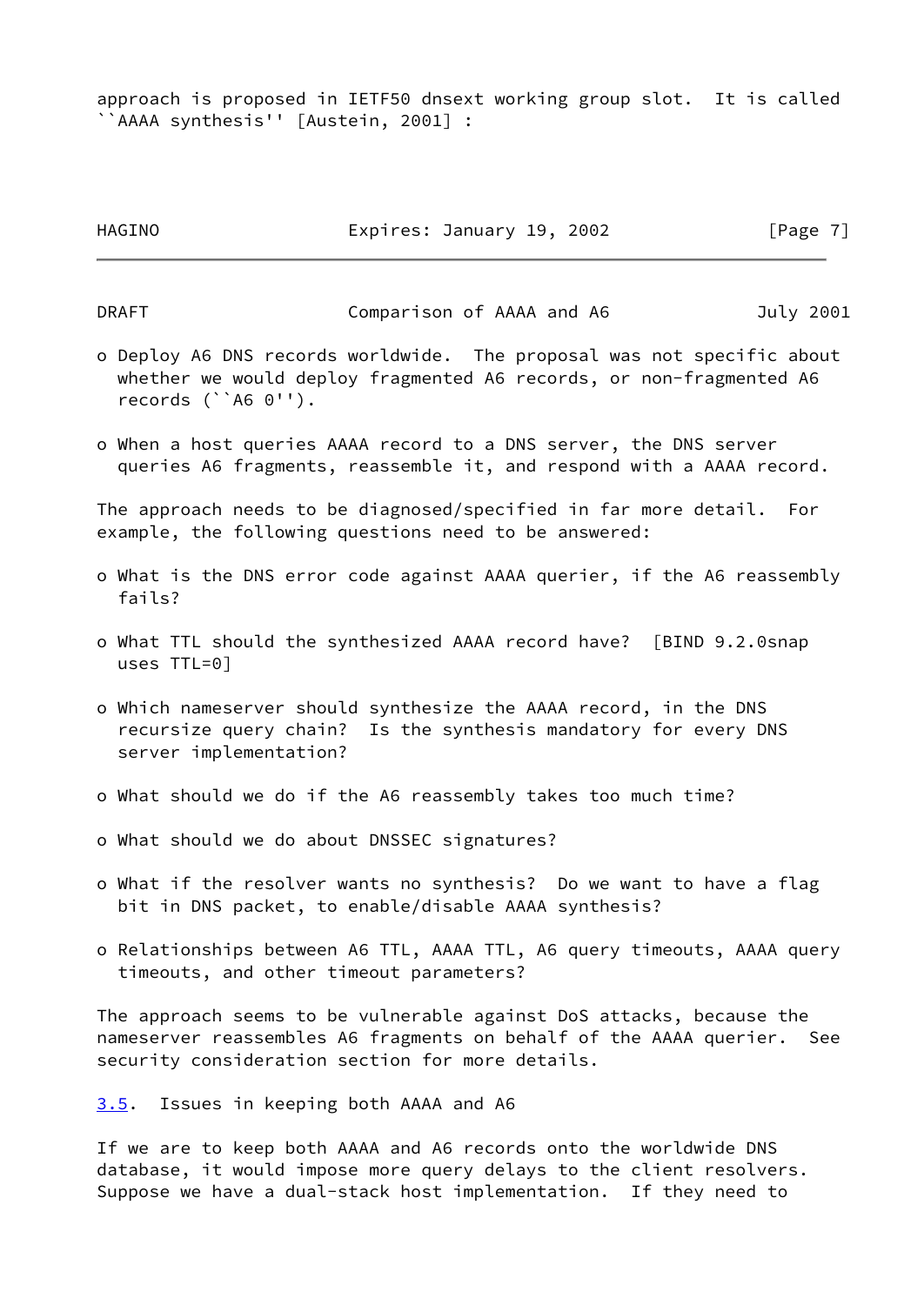approach is proposed in IETF50 dnsext working group slot. It is called ``AAAA synthesis'' [Austein, 2001] :

- Deploy A6 DNS records worldwide. The proposal was not specific about whether we would deploy fragmented A6 records, or non-fragmented A6 records (``A6 0'').
- When a host queries AAAA record to a DNS server, the DNS server queries A6 fragments, reassemble it, and respond with a AAAA record.

The approach needs to be diagnosed/specified in far more detail. For example, the following questions need to be answered:

- What is the DNS error code against AAAA querier, if the A6 reassembly fails?
- What TTL should the synthesized AAAA record have? [BIND 9.2.0snap uses TTL=0]
- Which nameserver should synthesize the AAAA record, in the DNS recursize query chain? Is the synthesis mandatory for every DNS server implementation?
- What should we do if the A6 reassembly takes too much time?
- What should we do about DNSSEC signatures?
- What if the resolver wants no synthesis? Do we want to have a flag bit in DNS packet, to enable/disable AAAA synthesis?
- Relationships between A6 TTL, AAAA TTL, A6 query timeouts, AAAA query timeouts, and other timeout parameters?

The approach seems to be vulnerable against DoS attacks, because the nameserver reassembles A6 fragments on behalf of the AAAA querier. See security consideration section for more details.

### 3.5. Issues in keeping both AAAA and A6

If we are to keep both AAAA and A6 records onto the worldwide DNS database, it would impose more query delays to the client resolvers. Suppose we have a dual-stack host implementation. If they need to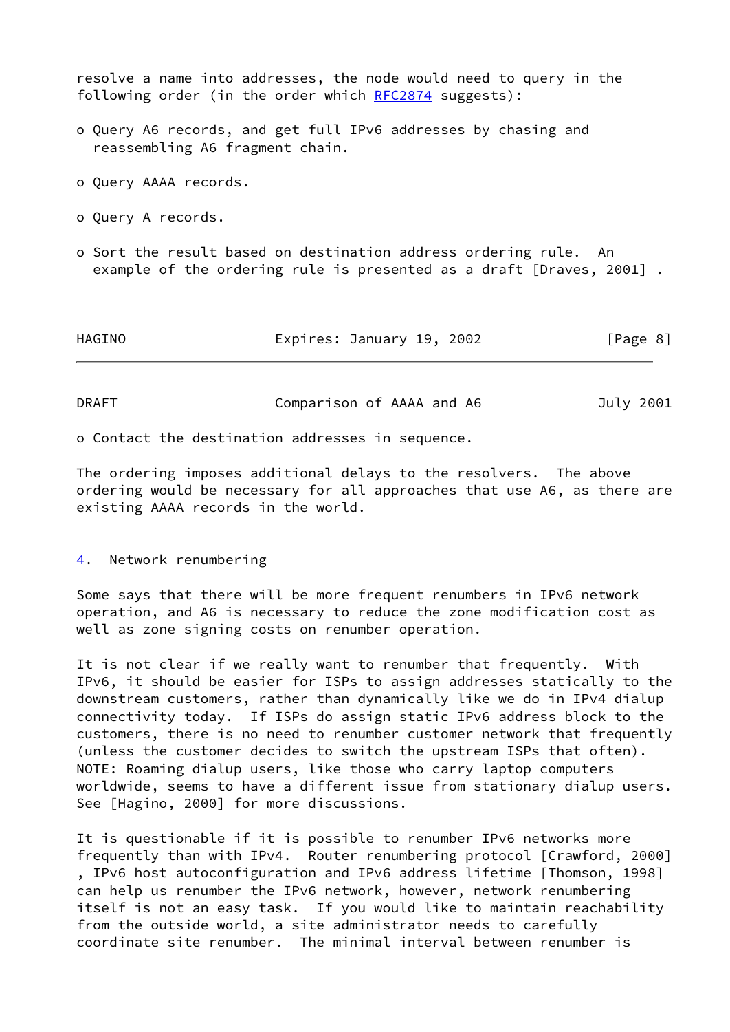resolve a name into addresses, the node would need to query in the following order (in the order which RFC2874 suggests):

- Query A6 records, and get full IPv6 addresses by chasing and reassembling A6 fragment chain.
- Query AAAA records.
- Query A records.
- Sort the result based on destination address ordering rule. An example of the ordering rule is presented as a draft [Draves, 2001] .
- Contact the destination addresses in sequence.

The ordering imposes additional delays to the resolvers. The above ordering would be necessary for all approaches that use A6, as there are existing AAAA records in the world.

## 4. Network renumbering

Some says that there will be more frequent renumbers in IPv6 network operation, and A6 is necessary to reduce the zone modification cost as well as zone signing costs on renumber operation.

It is not clear if we really want to renumber that frequently. With IPv6, it should be easier for ISPs to assign addresses statically to the downstream customers, rather than dynamically like we do in IPv4 dialup connectivity today. If ISPs do assign static IPv6 address block to the customers, there is no need to renumber customer network that frequently (unless the customer decides to switch the upstream ISPs that often). NOTE: Roaming dialup users, like those who carry laptop computers worldwide, seems to have a different issue from stationary dialup users. See [Hagino, 2000] for more discussions.

It is questionable if it is possible to renumber IPv6 networks more frequently than with IPv4. Router renumbering protocol [Crawford, 2000] , IPv6 host autoconfiguration and IPv6 address lifetime [Thomson, 1998] can help us renumber the IPv6 network, however, network renumbering itself is not an easy task. If you would like to maintain reachability from the outside world, a site administrator needs to carefully coordinate site renumber. The minimal interval between renumber is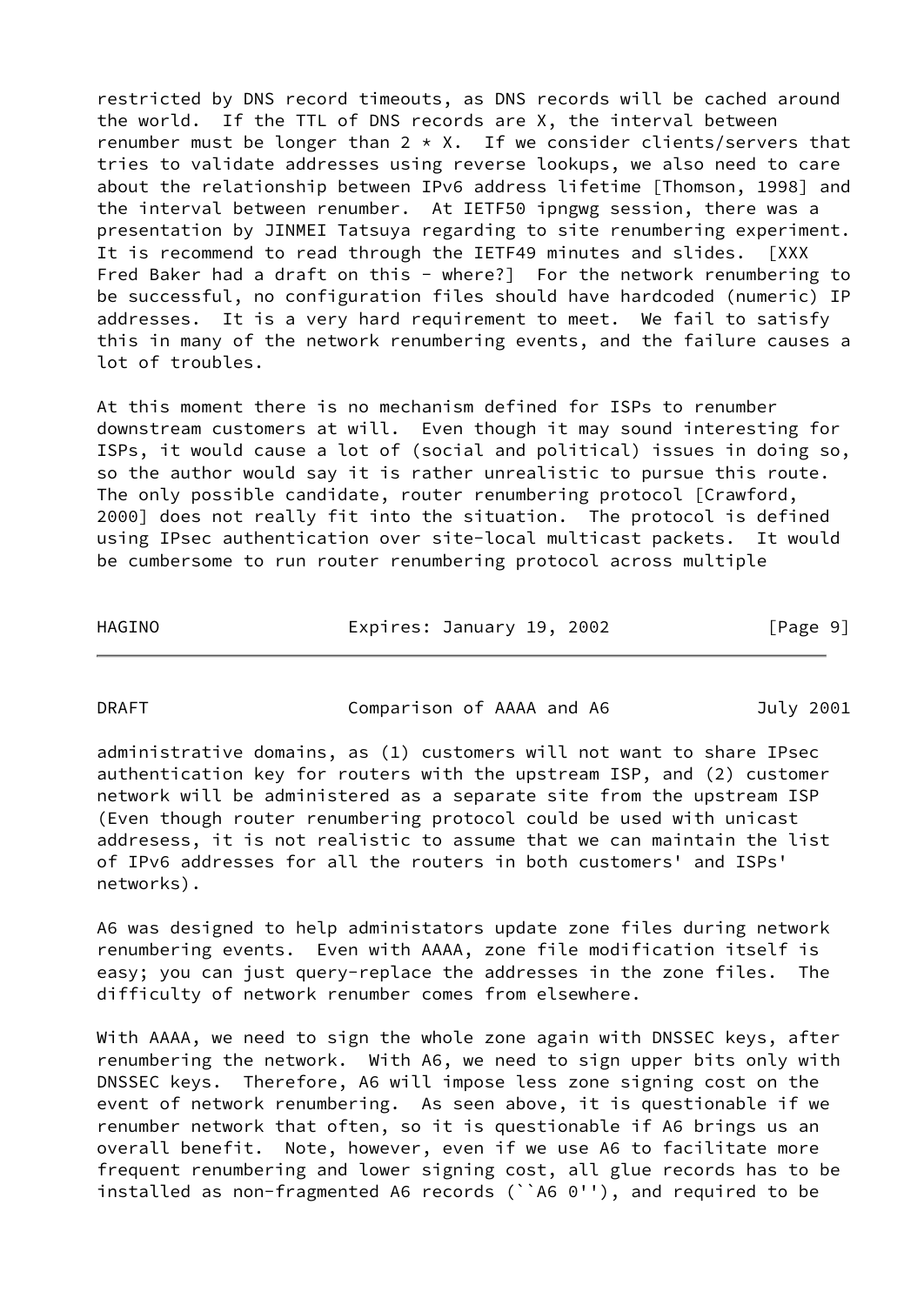restricted by DNS record timeouts, as DNS records will be cached around the world. If the TTL of DNS records are X, the interval between renumber must be longer than $2 * X$. If we consider clients/servers that tries to validate addresses using reverse lookups, we also need to care about the relationship between IPv6 address lifetime [Thomson, 1998] and the interval between renumber. At IETF50 ipngwg session, there was a presentation by JINMEI Tatsuya regarding to site renumbering experiment. It is recommend to read through the IETF49 minutes and slides. [XXX Fred Baker had a draft on this - where?] For the network renumbering to be successful, no configuration files should have hardcoded (numeric) IP addresses. It is a very hard requirement to meet. We fail to satisfy this in many of the network renumbering events, and the failure causes a lot of troubles.

At this moment there is no mechanism defined for ISPs to renumber downstream customers at will. Even though it may sound interesting for ISPs, it would cause a lot of (social and political) issues in doing so, so the author would say it is rather unrealistic to pursue this route. The only possible candidate, router renumbering protocol [Crawford, 2000] does not really fit into the situation. The protocol is defined using IPsec authentication over site-local multicast packets. It would be cumbersome to run router renumbering protocol across multiple administrative domains, as (1) customers will not want to share IPsec authentication key for routers with the upstream ISP, and (2) customer network will be administered as a separate site from the upstream ISP (Even though router renumbering protocol could be used with unicast addresess, it is not realistic to assume that we can maintain the list of IPv6 addresses for all the routers in both customers' and ISPs' networks).

A6 was designed to help administators update zone files during network renumbering events. Even with AAAA, zone file modification itself is easy; you can just query-replace the addresses in the zone files. The difficulty of network renumber comes from elsewhere.

With AAAA, we need to sign the whole zone again with DNSSEC keys, after renumbering the network. With A6, we need to sign upper bits only with DNSSEC keys. Therefore, A6 will impose less zone signing cost on the event of network renumbering. As seen above, it is questionable if we renumber network that often, so it is questionable if A6 brings us an overall benefit. Note, however, even if we use A6 to facilitate more frequent renumbering and lower signing cost, all glue records has to be installed as non-fragmented A6 records (``A6 0''), and required to be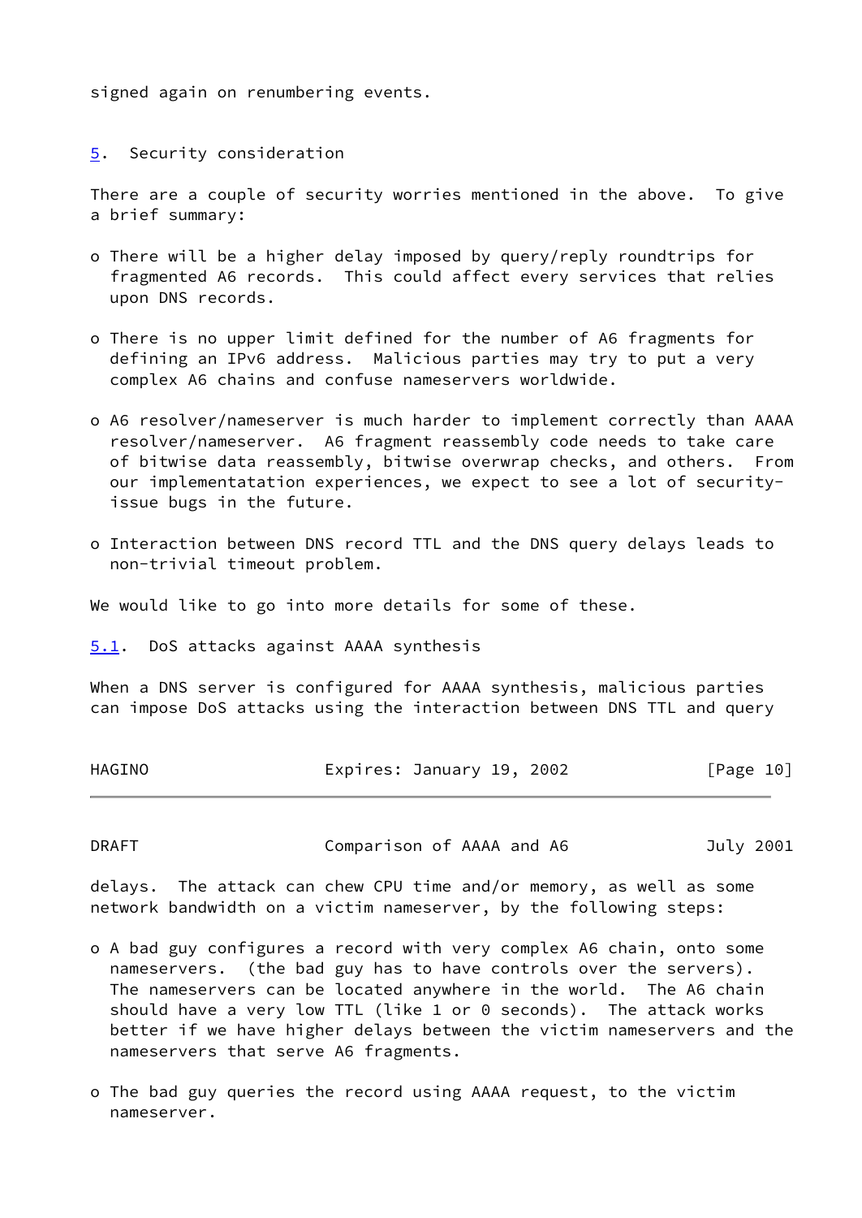signed again on renumbering events.

## 5. Security consideration

There are a couple of security worries mentioned in the above. To give a brief summary:

- There will be a higher delay imposed by query/reply roundtrips for fragmented A6 records. This could affect every services that relies upon DNS records.
- There is no upper limit defined for the number of A6 fragments for defining an IPv6 address. Malicious parties may try to put a very complex A6 chains and confuse nameservers worldwide.
- A6 resolver/nameserver is much harder to implement correctly than AAAA resolver/nameserver. A6 fragment reassembly code needs to take care of bitwise data reassembly, bitwise overwrap checks, and others. From our implementatation experiences, we expect to see a lot of security-issue bugs in the future.
- Interaction between DNS record TTL and the DNS query delays leads to non-trivial timeout problem.

We would like to go into more details for some of these.

### 5.1. DoS attacks against AAAA synthesis

When a DNS server is configured for AAAA synthesis, malicious parties can impose DoS attacks using the interaction between DNS TTL and query delays. The attack can chew CPU time and/or memory, as well as some network bandwidth on a victim nameserver, by the following steps:

- A bad guy configures a record with very complex A6 chain, onto some nameservers. (the bad guy has to have controls over the servers). The nameservers can be located anywhere in the world. The A6 chain should have a very low TTL (like 1 or 0 seconds). The attack works better if we have higher delays between the victim nameservers and the nameservers that serve A6 fragments.
- The bad guy queries the record using AAAA request, to the victim nameserver.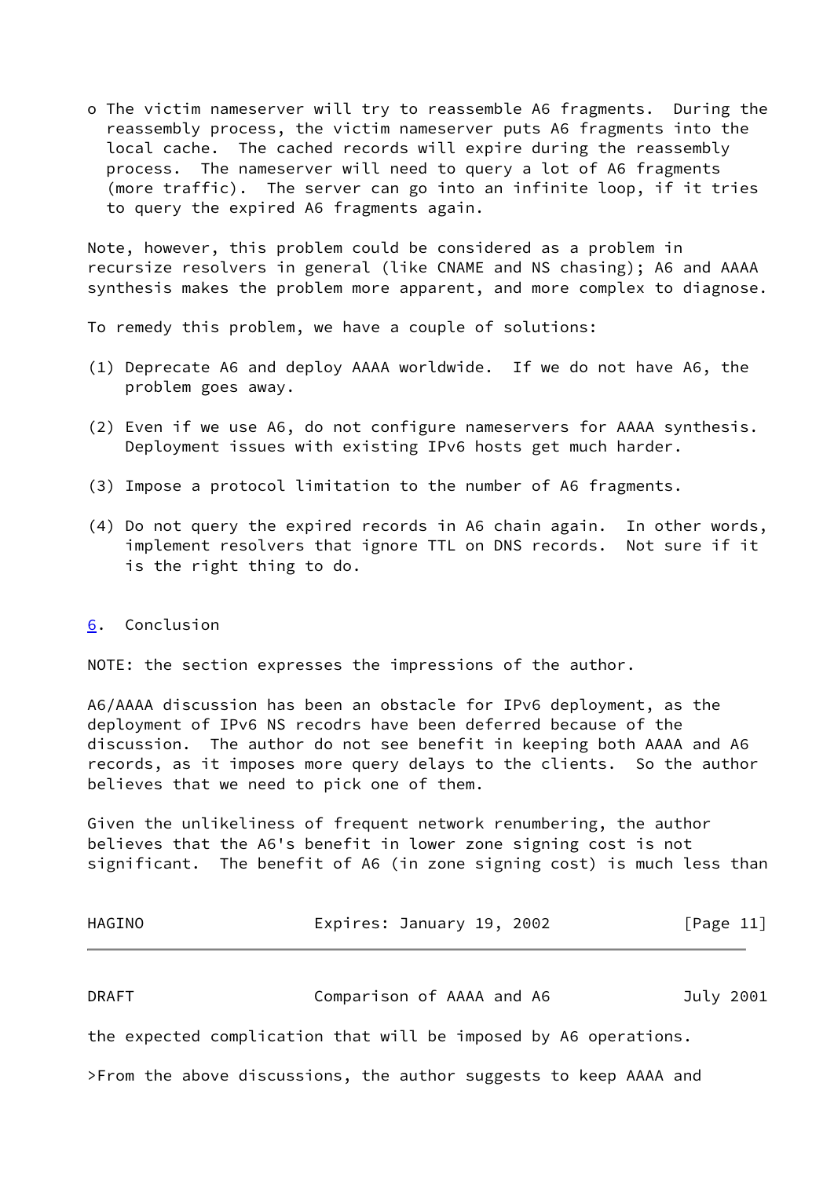- The victim nameserver will try to reassemble A6 fragments. During the reassembly process, the victim nameserver puts A6 fragments into the local cache. The cached records will expire during the reassembly process. The nameserver will need to query a lot of A6 fragments (more traffic). The server can go into an infinite loop, if it tries to query the expired A6 fragments again.

Note, however, this problem could be considered as a problem in recursize resolvers in general (like CNAME and NS chasing); A6 and AAAA synthesis makes the problem more apparent, and more complex to diagnose.

To remedy this problem, we have a couple of solutions:

(1) Deprecate A6 and deploy AAAA worldwide. If we do not have A6, the problem goes away.

(2) Even if we use A6, do not configure nameservers for AAAA synthesis. Deployment issues with existing IPv6 hosts get much harder.

(3) Impose a protocol limitation to the number of A6 fragments.

(4) Do not query the expired records in A6 chain again. In other words, implement resolvers that ignore TTL on DNS records. Not sure if it is the right thing to do.

## 6. Conclusion

NOTE: the section expresses the impressions of the author.

A6/AAAA discussion has been an obstacle for IPv6 deployment, as the deployment of IPv6 NS recodrs have been deferred because of the discussion. The author do not see benefit in keeping both AAAA and A6 records, as it imposes more query delays to the clients. So the author believes that we need to pick one of them.

Given the unlikeliness of frequent network renumbering, the author believes that the A6's benefit in lower zone signing cost is not significant. The benefit of A6 (in zone signing cost) is much less than the expected complication that will be imposed by A6 operations.

>From the above discussions, the author suggests to keep AAAA and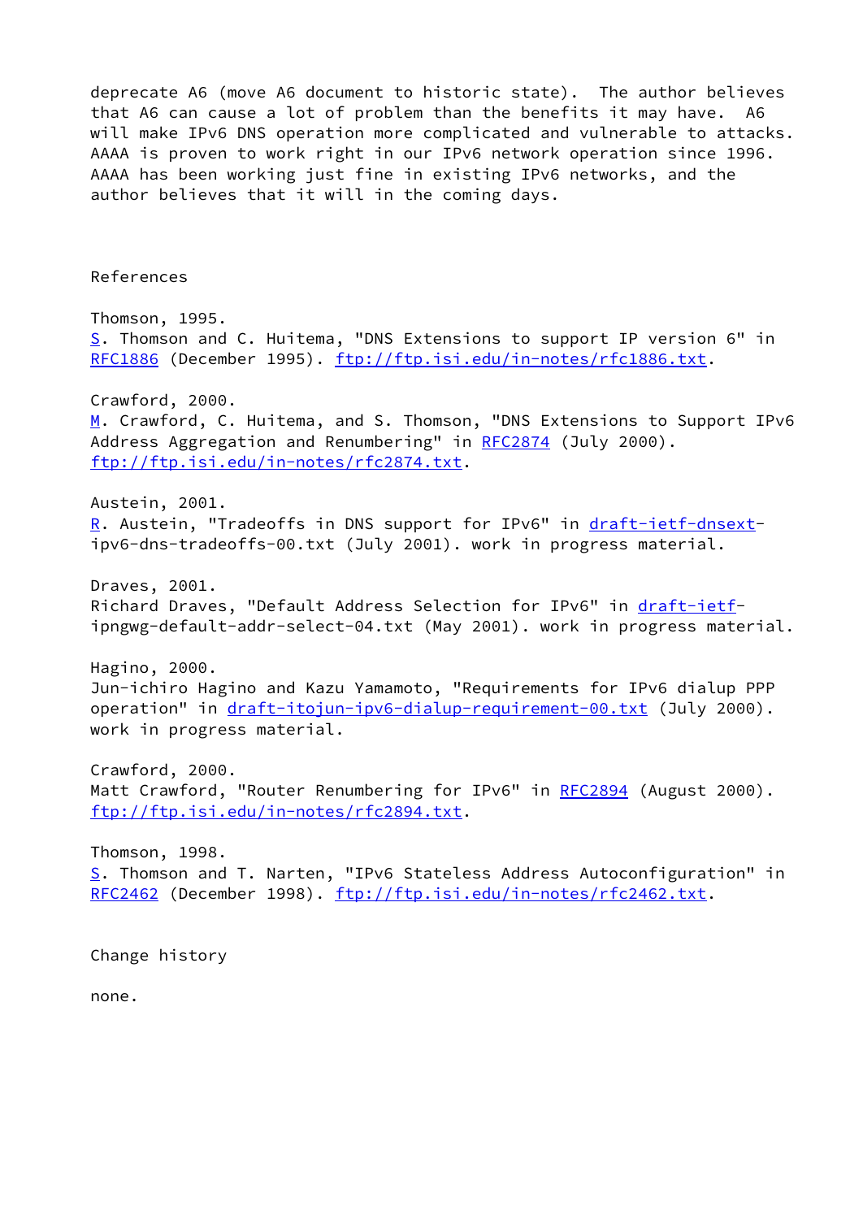deprecate A6 (move A6 document to historic state). The author believes that A6 can cause a lot of problem than the benefits it may have. A6 will make IPv6 DNS operation more complicated and vulnerable to attacks. AAAA is proven to work right in our IPv6 network operation since 1996. AAAA has been working just fine in existing IPv6 networks, and the author believes that it will in the coming days.

## References

Thomson, 1995.
S. Thomson and C. Huitema, "DNS Extensions to support IP version 6" in RFC1886 (December 1995). ftp://ftp.isi.edu/in-notes/rfc1886.txt.

Crawford, 2000.
M. Crawford, C. Huitema, and S. Thomson, "DNS Extensions to Support IPv6 Address Aggregation and Renumbering" in RFC2874 (July 2000). ftp://ftp.isi.edu/in-notes/rfc2874.txt.

Austein, 2001.
R. Austein, "Tradeoffs in DNS support for IPv6" in draft-ietf-dnsext-ipv6-dns-tradeoffs-00.txt (July 2001). work in progress material.

Draves, 2001.
Richard Draves, "Default Address Selection for IPv6" in draft-ietf-ipngwg-default-addr-select-04.txt (May 2001). work in progress material.

Hagino, 2000.
Jun-ichiro Hagino and Kazu Yamamoto, "Requirements for IPv6 dialup PPP operation" in draft-itojun-ipv6-dialup-requirement-00.txt (July 2000). work in progress material.

Crawford, 2000.
Matt Crawford, "Router Renumbering for IPv6" in RFC2894 (August 2000). ftp://ftp.isi.edu/in-notes/rfc2894.txt.

Thomson, 1998.
S. Thomson and T. Narten, "IPv6 Stateless Address Autoconfiguration" in RFC2462 (December 1998). ftp://ftp.isi.edu/in-notes/rfc2462.txt.

## Change history

none.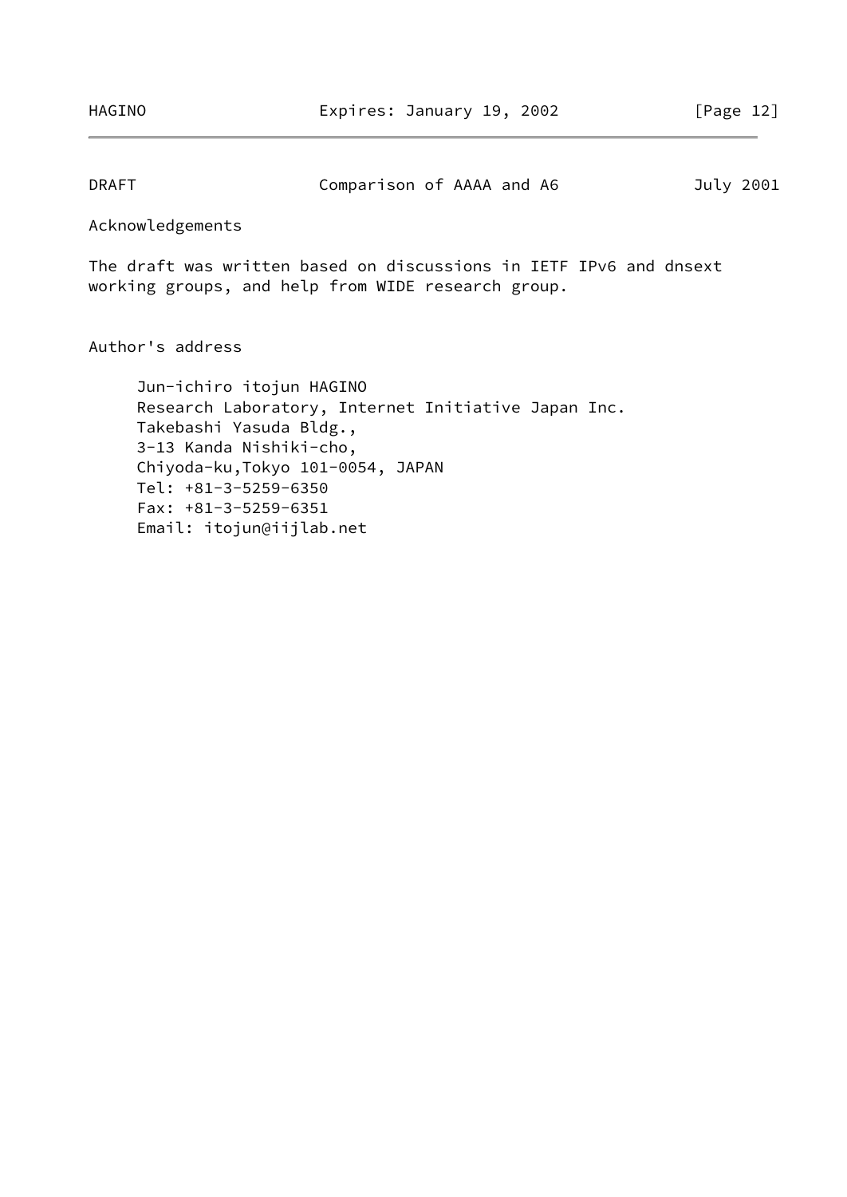## Acknowledgements

The draft was written based on discussions in IETF IPv6 and dnsext working groups, and help from WIDE research group.

## Author's address

Jun-ichiro itojun HAGINO
Research Laboratory, Internet Initiative Japan Inc.
Takebashi Yasuda Bldg.,
3-13 Kanda Nishiki-cho,
Chiyoda-ku,Tokyo 101-0054, JAPAN
Tel: +81-3-5259-6350
Fax: +81-3-5259-6351
Email: itojun@iijlab.net